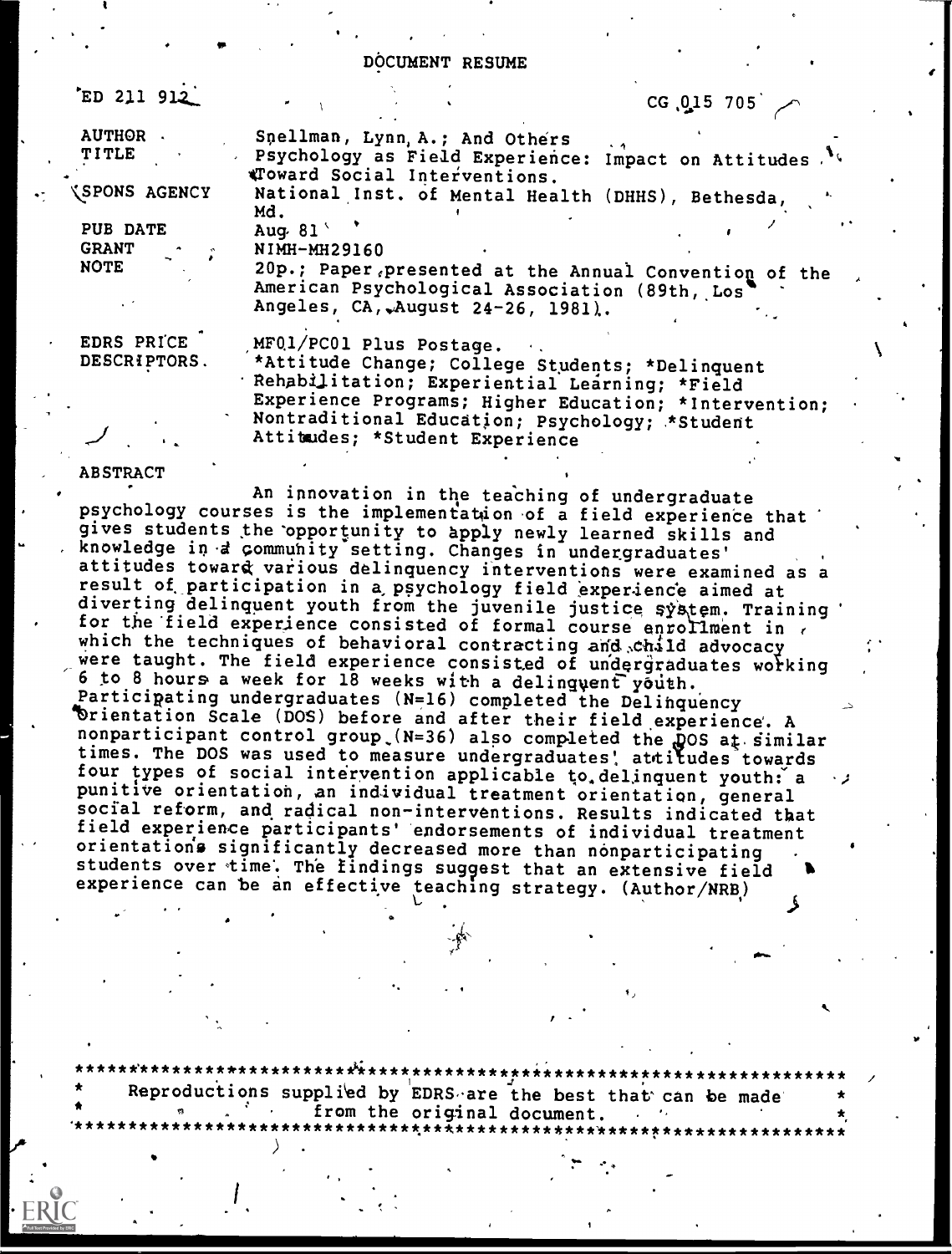# DOCUMENT RESUME

| | |
|---|---|
| ED 211 912 | CG 015 705 |
| AUTHOR | Snellman, Lynn A.; And Others |
| TITLE | Psychology as Field Experience: Impact on Attitudes Toward Social Interventions. |
| SPONS AGENCY | National Inst. of Mental Health (DHHS), Bethesda, Md. |
| PUB DATE | Aug 81 |
| GRANT | NIMH-MH29160 |
| NOTE | 20p.; Paper presented at the Annual Convention of the American Psychological Association (89th, Los Angeles, CA, August 24-26, 1981). |
| EDRS PRICE | MF01/PC01 Plus Postage. |
| DESCRIPTORS | *Attitude Change; College Students; *Delinquent Rehabilitation; Experiential Learning; *Field Experience Programs; Higher Education; *Intervention; Nontraditional Education; Psychology; *Student Attitudes; *Student Experience |

## ABSTRACT

An innovation in the teaching of undergraduate psychology courses is the implementation of a field experience that gives students the opportunity to apply newly learned skills and knowledge in a community setting. Changes in undergraduates' attitudes toward various delinquency interventions were examined as a result of participation in a psychology field experience aimed at diverting delinquent youth from the juvenile justice system. Training for the field experience consisted of formal course enrollment in which the techniques of behavioral contracting and child advocacy were taught. The field experience consisted of undergraduates working 6 to 8 hours a week for 18 weeks with a delinquent youth. Participating undergraduates (N=16) completed the Delinquency Orientation Scale (DOS) before and after their field experience. A nonparticipant control group (N=36) also completed the DOS at similar times. The DOS was used to measure undergraduates' attitudes towards four types of social intervention applicable to delinquent youth: a punitive orientation, an individual treatment orientation, general social reform, and radical non-interventions. Results indicated that field experience participants' endorsements of individual treatment orientations significantly decreased more than nonparticipating students over time. The findings suggest that an extensive field experience can be an effective teaching strategy. (Author/NRB)

---

Reproductions supplied by EDRS are the best that can be made from the original document.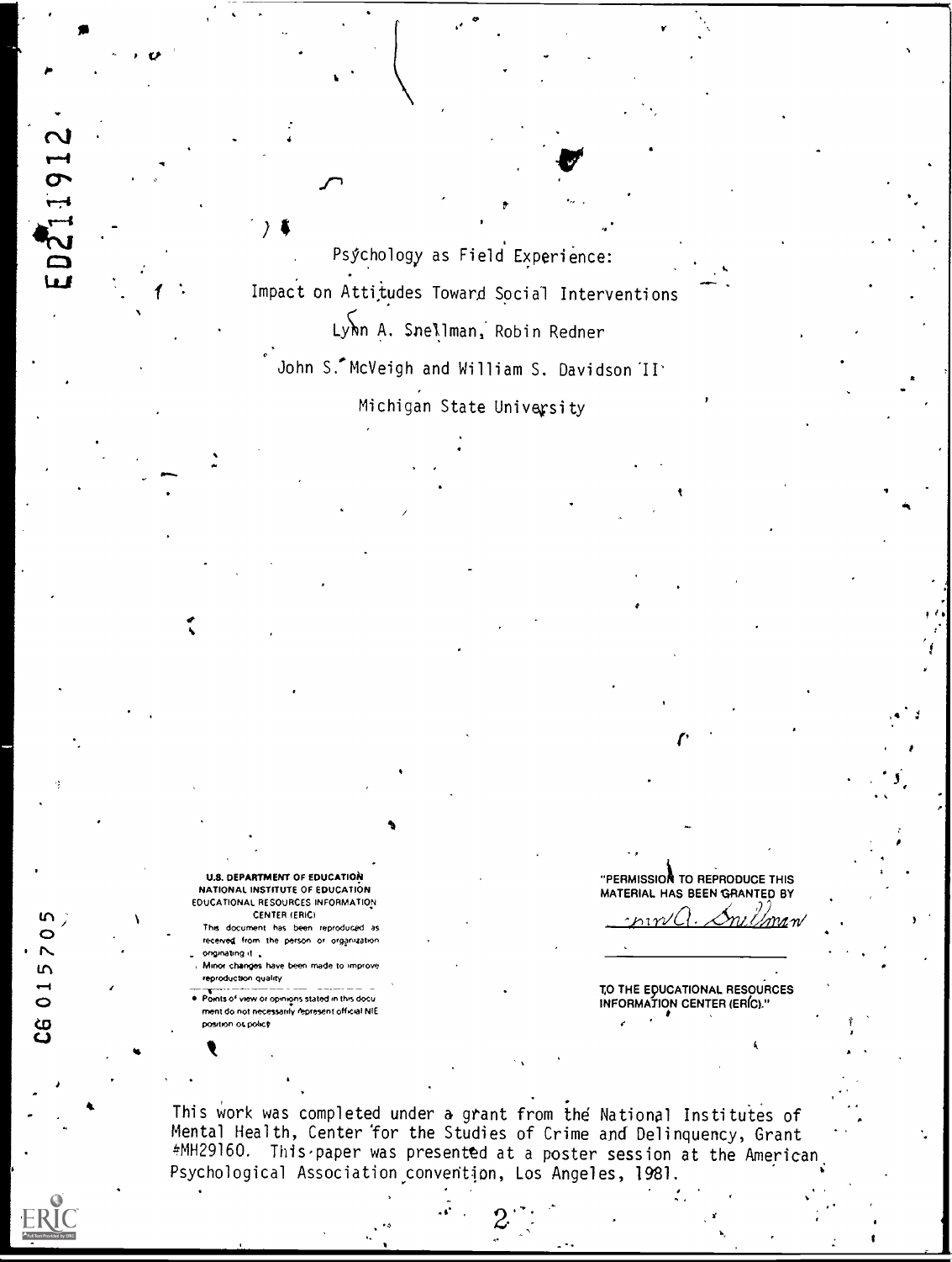Psychology as Field Experience:

Impact on Attitudes Toward Social Interventions

Lynn A. Snellman, Robin Redner

John S. McVeigh and William S. Davidson II

Michigan State University

U.S. DEPARTMENT OF EDUCATION
NATIONAL INSTITUTE OF EDUCATION
EDUCATIONAL RESOURCES INFORMATION CENTER (ERIC)

This document has been reproduced as received from the person or organization originating it.
Minor changes have been made to improve reproduction quality.

Points of view or opinions stated in this document do not necessarily represent official NIE position or policy.

"PERMISSION TO REPRODUCE THIS MATERIAL HAS BEEN GRANTED BY

Lynn A. Snellman

TO THE EDUCATIONAL RESOURCES INFORMATION CENTER (ERIC)."

This work was completed under a grant from the National Institutes of Mental Health, Center for the Studies of Crime and Delinquency, Grant #MH29160. This paper was presented at a poster session at the American Psychological Association convention, Los Angeles, 1981.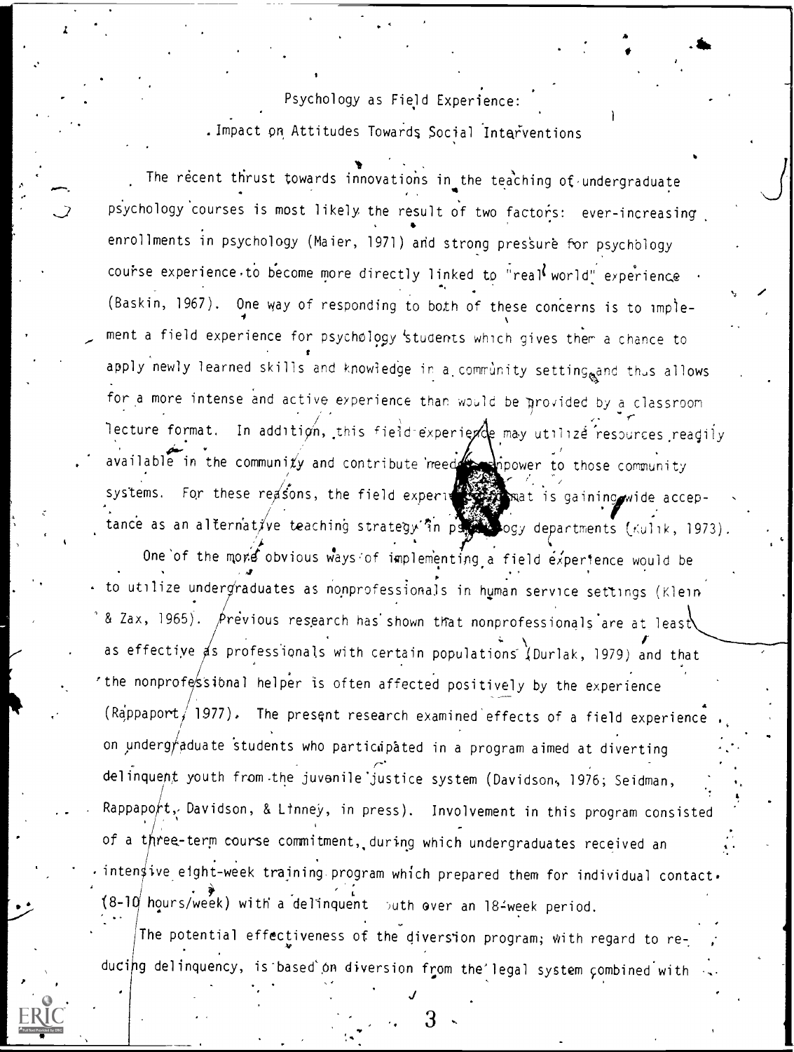# Psychology as Field Experience:
## Impact on Attitudes Towards Social Interventions

The recent thrust towards innovations in the teaching of undergraduate psychology courses is most likely the result of two factors: ever-increasing enrollments in psychology (Maier, 1971) and strong pressure for psychology course experience to become more directly linked to "real world" experience (Baskin, 1967). One way of responding to both of these concerns is to implement a field experience for psychology students which gives them a chance to apply newly learned skills and knowledge in a community setting and thus allows for a more intense and active experience than would be provided by a classroom lecture format. In addition, this field experience may utilize resources readily available in the community and contribute needed manpower to those community systems. For these reasons, the field experience format is gaining wide acceptance as an alternative teaching strategy in psychology departments (Kulik, 1973).

One of the more obvious ways of implementing a field experience would be to utilize undergraduates as nonprofessionals in human service settings (Klein & Zax, 1965). Previous research has shown that nonprofessionals are at least as effective as professionals with certain populations (Durlak, 1979) and that the nonprofessional helper is often affected positively by the experience (Rappaport, 1977). The present research examined effects of a field experience on undergraduate students who participated in a program aimed at diverting delinquent youth from the juvenile justice system (Davidson, 1976; Seidman, Rappaport, Davidson, & Linney, in press). Involvement in this program consisted of a three-term course commitment, during which undergraduates received an intensive eight-week training program which prepared them for individual contact (8-10 hours/week) with a delinquent youth over an 18-week period.

The potential effectiveness of the diversion program, with regard to reducing delinquency, is based on diversion from the legal system combined with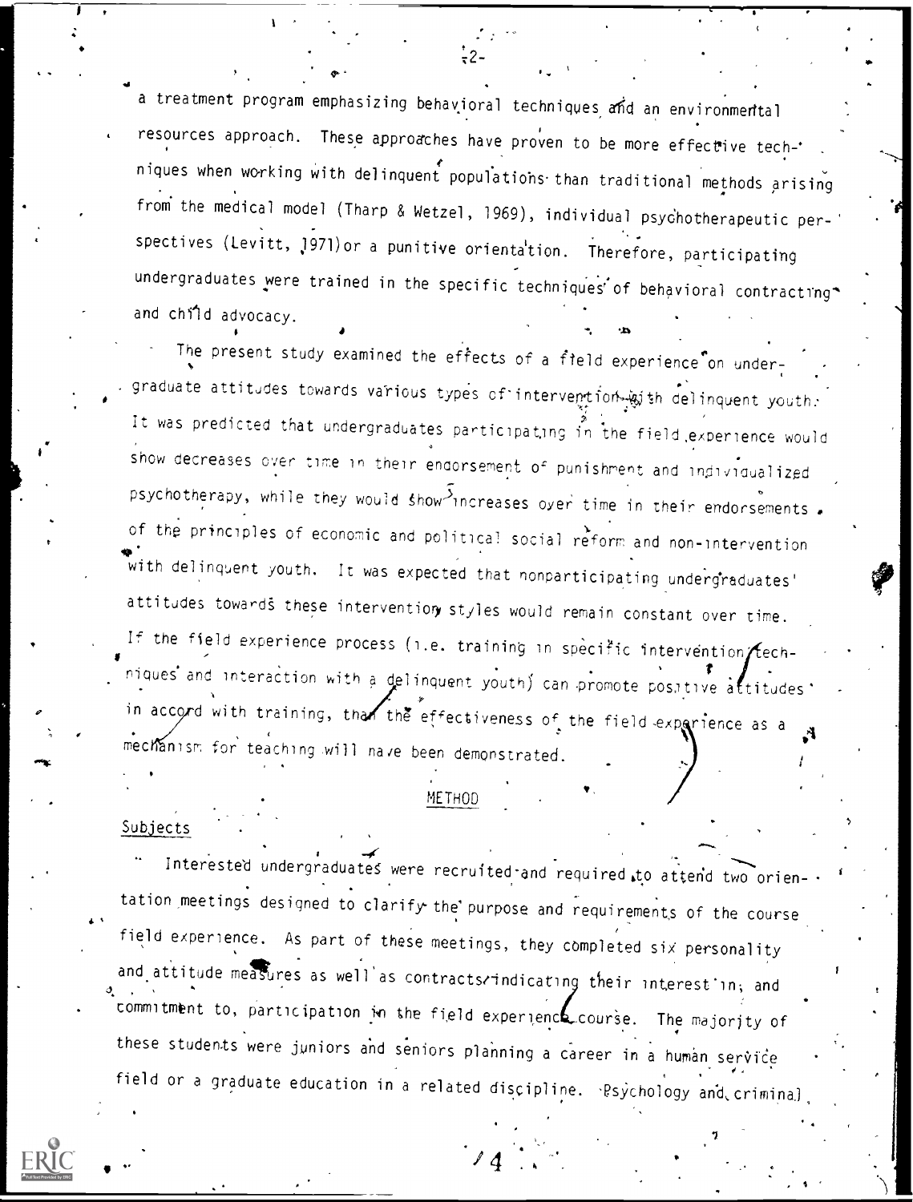a treatment program emphasizing behavioral techniques and an environmental resources approach. These approaches have proven to be more effective techniques when working with delinquent populations than traditional methods arising from the medical model (Tharp & Wetzel, 1969), individual psychotherapeutic perspectives (Levitt, 1971) or a punitive orientation. Therefore, participating undergraduates were trained in the specific techniques of behavioral contracting and child advocacy.

The present study examined the effects of a field experience on undergraduate attitudes towards various types of intervention with delinquent youth. It was predicted that undergraduates participating in the field experience would show decreases over time in their endorsement of punishment and individualized psychotherapy, while they would show increases over time in their endorsements of the principles of economic and political social reform and non-intervention with delinquent youth. It was expected that nonparticipating undergraduates' attitudes towards these intervention styles would remain constant over time. If the field experience process (i.e. training in specific intervention techniques and interaction with a delinquent youth) can promote positive attitudes in accord with training, than the effectiveness of the field experience as a mechanism for teaching will have been demonstrated.

## METHOD

### Subjects

Interested undergraduates were recruited and required to attend two orientation meetings designed to clarify the purpose and requirements of the course field experience. As part of these meetings, they completed six personality and attitude measures as well as contracts indicating their interest in, and commitment to, participation in the field experience course. The majority of these students were juniors and seniors planning a career in a human service field or a graduate education in a related discipline. Psychology and criminal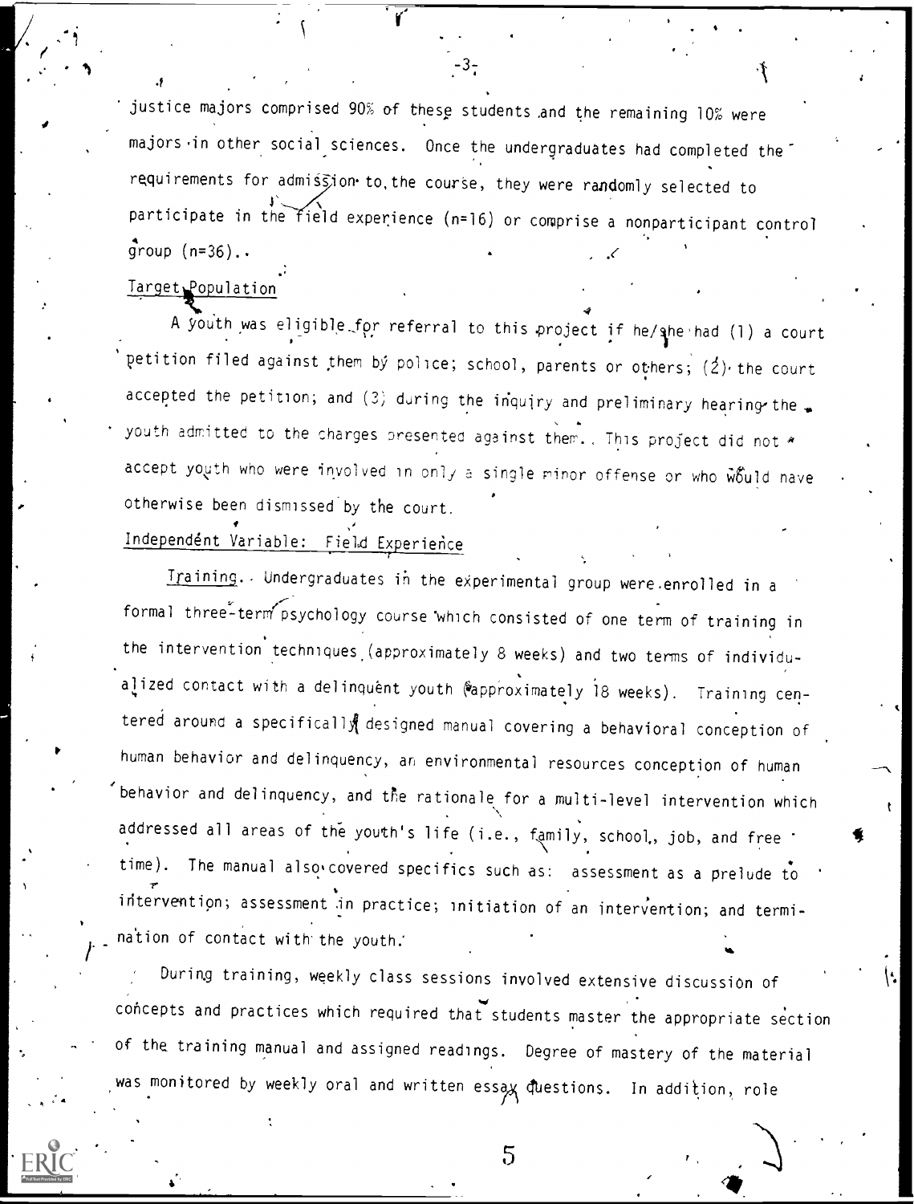justice majors comprised 90% of these students and the remaining 10% were majors in other social sciences. Once the undergraduates had completed the requirements for admission to the course, they were randomly selected to participate in the field experience (n=16) or comprise a nonparticipant control group (n=36).

## Target Population

A youth was eligible for referral to this project if he/she had (1) a court petition filed against them by police; school, parents or others; (2) the court accepted the petition; and (3) during the inquiry and preliminary hearing the youth admitted to the charges presented against them. This project did not accept youth who were involved in only a single minor offense or who would have otherwise been dismissed by the court.

## Independent Variable: Field Experience

Training. Undergraduates in the experimental group were enrolled in a formal three-term psychology course which consisted of one term of training in the intervention techniques (approximately 8 weeks) and two terms of individualized contact with a delinquent youth (approximately 18 weeks). Training centered around a specifically designed manual covering a behavioral conception of human behavior and delinquency, an environmental resources conception of human behavior and delinquency, and the rationale for a multi-level intervention which addressed all areas of the youth's life (i.e., family, school, job, and free time). The manual also covered specifics such as: assessment as a prelude to intervention; assessment in practice; initiation of an intervention; and termination of contact with the youth.

During training, weekly class sessions involved extensive discussion of concepts and practices which required that students master the appropriate section of the training manual and assigned readings. Degree of mastery of the material was monitored by weekly oral and written essay questions. In addition, role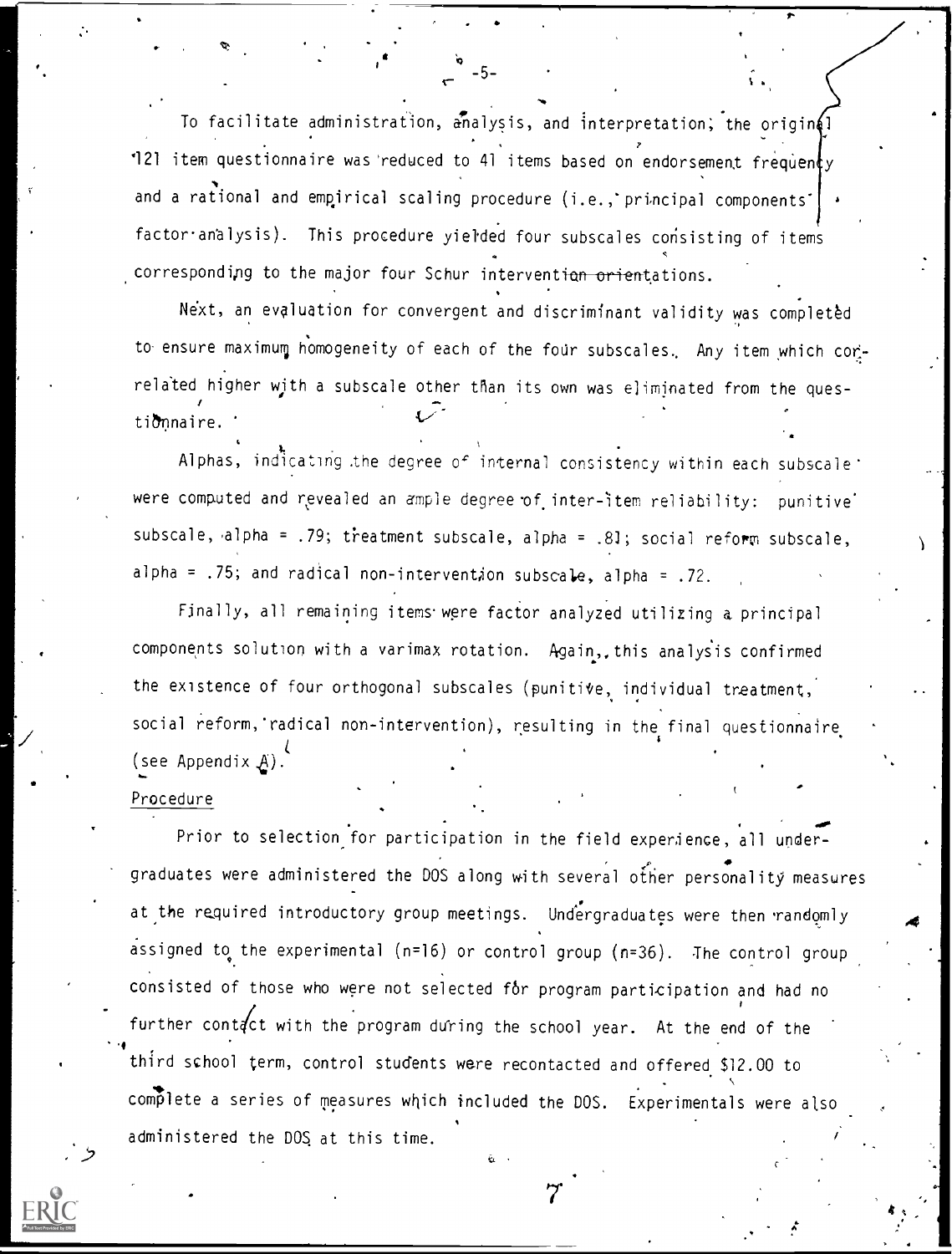To facilitate administration, analysis, and interpretation, the original 121 item questionnaire was reduced to 41 items based on endorsement frequency and a rational and empirical scaling procedure (i.e., principal components factor analysis). This procedure yielded four subscales consisting of items corresponding to the major four Schur intervention orientations.

Next, an evaluation for convergent and discriminant validity was completed to ensure maximum homogeneity of each of the four subscales. Any item which correlated higher with a subscale other than its own was eliminated from the questionnaire.

Alphas, indicating the degree of internal consistency within each subscale were computed and revealed an ample degree of inter-item reliability: punitive subscale, alpha = .79; treatment subscale, alpha = .81; social reform subscale, alpha = .75; and radical non-intervention subscale, alpha = .72.

Finally, all remaining items were factor analyzed utilizing a principal components solution with a varimax rotation. Again, this analysis confirmed the existence of four orthogonal subscales (punitive, individual treatment, social reform, radical non-intervention), resulting in the final questionnaire (see Appendix A).

Procedure

Prior to selection for participation in the field experience, all undergraduates were administered the DOS along with several other personality measures at the required introductory group meetings. Undergraduates were then randomly assigned to the experimental (n=16) or control group (n=36). The control group consisted of those who were not selected for program participation and had no further contact with the program during the school year. At the end of the third school term, control students were recontacted and offered $12.00 to complete a series of measures which included the DOS. Experimentals were also administered the DOS at this time.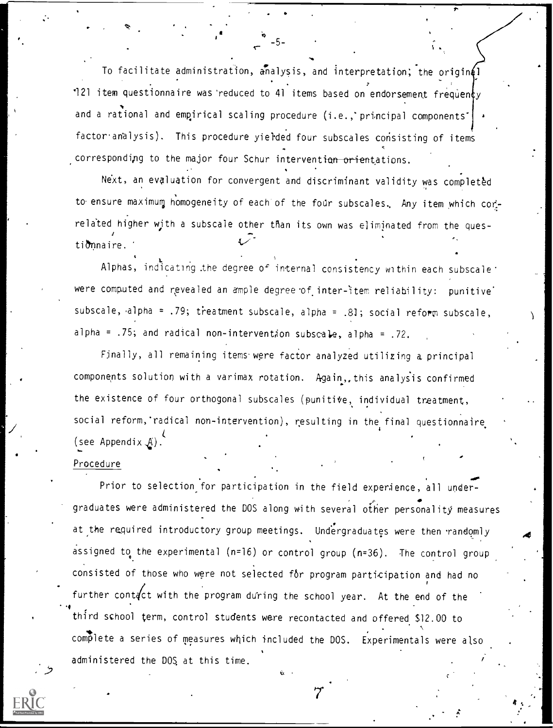To facilitate administration, analysis, and interpretation, the original 121 item questionnaire was reduced to 41 items based on endorsement frequency and a rational and empirical scaling procedure (i.e., principal components factor analysis). This procedure yielded four subscales consisting of items corresponding to the major four Schur intervention orientations.

Next, an evaluation for convergent and discriminant validity was completed to ensure maximum homogeneity of each of the four subscales. Any item which correlated higher with a subscale other than its own was eliminated from the questionnaire.

Alphas, indicating the degree of internal consistency within each subscale were computed and revealed an ample degree of inter-item reliability: punitive subscale, alpha = .79; treatment subscale, alpha = .81; social reform subscale, alpha = .75; and radical non-intervention subscale, alpha = .72.

Finally, all remaining items were factor analyzed utilizing a principal components solution with a varimax rotation. Again, this analysis confirmed the existence of four orthogonal subscales (punitive, individual treatment, social reform, radical non-intervention), resulting in the final questionnaire (see Appendix A).

Procedure

Prior to selection for participation in the field experience, all undergraduates were administered the DOS along with several other personality measures at the required introductory group meetings. Undergraduates were then randomly assigned to the experimental (n=16) or control group (n=36). The control group consisted of those who were not selected for program participation and had no further contact with the program during the school year. At the end of the third school term, control students were recontacted and offered $12.00 to complete a series of measures which included the DOS. Experimentals were also administered the DOS at this time.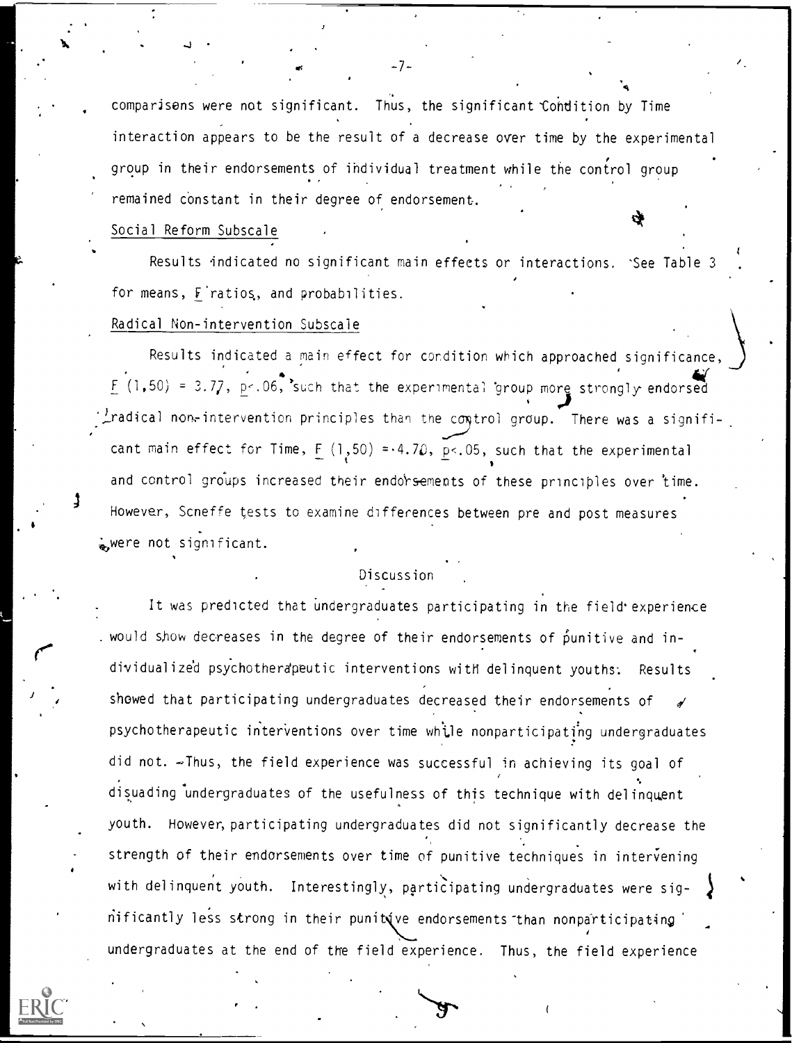comparisons were not significant. Thus, the significant Condition by Time interaction appears to be the result of a decrease over time by the experimental group in their endorsements of individual treatment while the control group remained constant in their degree of endorsement.

### Social Reform Subscale

Results indicated no significant main effects or interactions. See Table 3 for means, $F$ ratios, and probabilities.

### Radical Non-intervention Subscale

Results indicated a main effect for condition which approached significance, $F\,(1,50) = 3.77$, $p < .06$, such that the experimental group more strongly endorsed radical non-intervention principles than the control group. There was a significant main effect for Time, $F\,(1,50) = 4.70$, $p < .05$, such that the experimental and control groups increased their endorsements of these principles over time. However, Scheffe tests to examine differences between pre and post measures were not significant.

## Discussion

It was predicted that undergraduates participating in the field experience would show decreases in the degree of their endorsements of punitive and individualized psychotherapeutic interventions with delinquent youths. Results showed that participating undergraduates decreased their endorsements of psychotherapeutic interventions over time while nonparticipating undergraduates did not. Thus, the field experience was successful in achieving its goal of disuading undergraduates of the usefulness of this technique with delinquent youth. However, participating undergraduates did not significantly decrease the strength of their endorsements over time of punitive techniques in intervening with delinquent youth. Interestingly, participating undergraduates were significantly less strong in their punitive endorsements than nonparticipating undergraduates at the end of the field experience. Thus, the field experience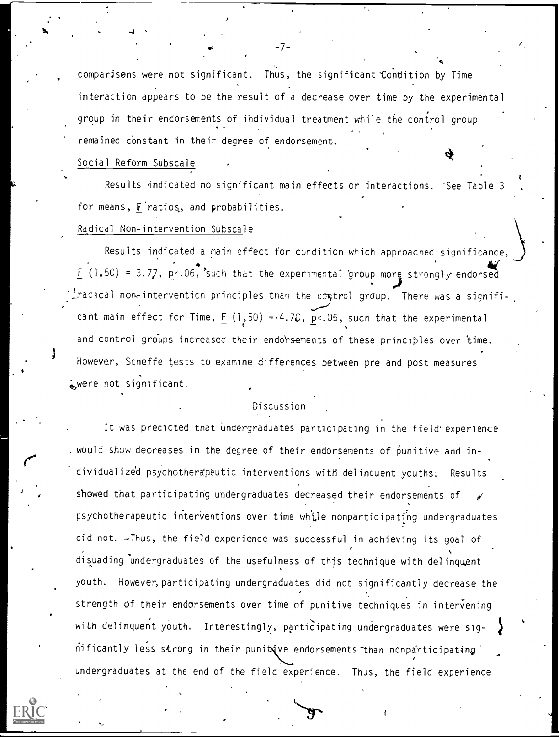comparisons were not significant. Thus, the significant Condition by Time interaction appears to be the result of a decrease over time by the experimental group in their endorsements of individual treatment while the control group remained constant in their degree of endorsement.

Social Reform Subscale

Results indicated no significant main effects or interactions. See Table 3 for means, $F$ ratios, and probabilities.

Radical Non-intervention Subscale

Results indicated a main effect for condition which approached significance, $F(1,50) = 3.77$, $p<.06$, such that the experimental group more strongly endorsed radical non-intervention principles than the control group. There was a significant main effect for Time, $F(1,50) = 4.70$, $p<.05$, such that the experimental and control groups increased their endorsements of these principles over time. However, Scheffe tests to examine differences between pre and post measures were not significant.

## Discussion

It was predicted that undergraduates participating in the field experience would show decreases in the degree of their endorsements of punitive and individualized psychotherapeutic interventions with delinquent youths. Results showed that participating undergraduates decreased their endorsements of psychotherapeutic interventions over time while nonparticipating undergraduates did not. Thus, the field experience was successful in achieving its goal of disuading undergraduates of the usefulness of this technique with delinquent youth. However, participating undergraduates did not significantly decrease the strength of their endorsements over time of punitive techniques in intervening with delinquent youth. Interestingly, participating undergraduates were significantly less strong in their punitive endorsements than nonparticipating undergraduates at the end of the field experience. Thus, the field experience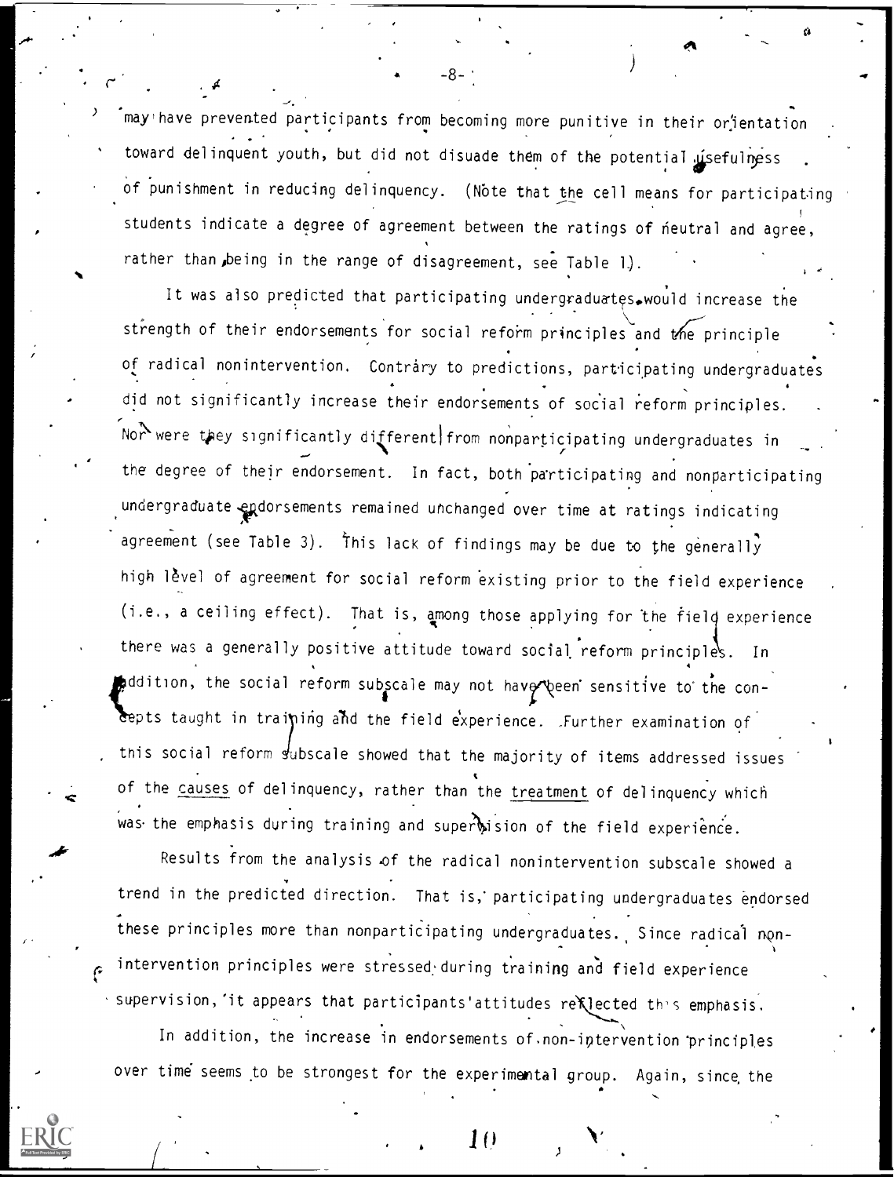may have prevented participants from becoming more punitive in their orientation toward delinquent youth, but did not disuade them of the potential usefulness of punishment in reducing delinquency. (Note that the cell means for participating students indicate a degree of agreement between the ratings of neutral and agree, rather than being in the range of disagreement, see Table 1).

It was also predicted that participating undergraduates would increase the strength of their endorsements for social reform principles and the principle of radical nonintervention. Contrary to predictions, participating undergraduates did not significantly increase their endorsements of social reform principles. Nor were they significantly different from nonparticipating undergraduates in the degree of their endorsement. In fact, both participating and nonparticipating undergraduate endorsements remained unchanged over time at ratings indicating agreement (see Table 3). This lack of findings may be due to the generally high level of agreement for social reform existing prior to the field experience (i.e., a ceiling effect). That is, among those applying for the field experience there was a generally positive attitude toward social reform principles. In addition, the social reform subscale may not have been sensitive to the concepts taught in training and the field experience. Further examination of this social reform subscale showed that the majority of items addressed issues of the causes of delinquency, rather than the treatment of delinquency which was the emphasis during training and supervision of the field experience.

Results from the analysis of the radical nonintervention subscale showed a trend in the predicted direction. That is, participating undergraduates endorsed these principles more than nonparticipating undergraduates. Since radical nonintervention principles were stressed during training and field experience supervision, it appears that participants' attitudes reflected this emphasis.

In addition, the increase in endorsements of non-intervention principles over time seems to be strongest for the experimental group. Again, since the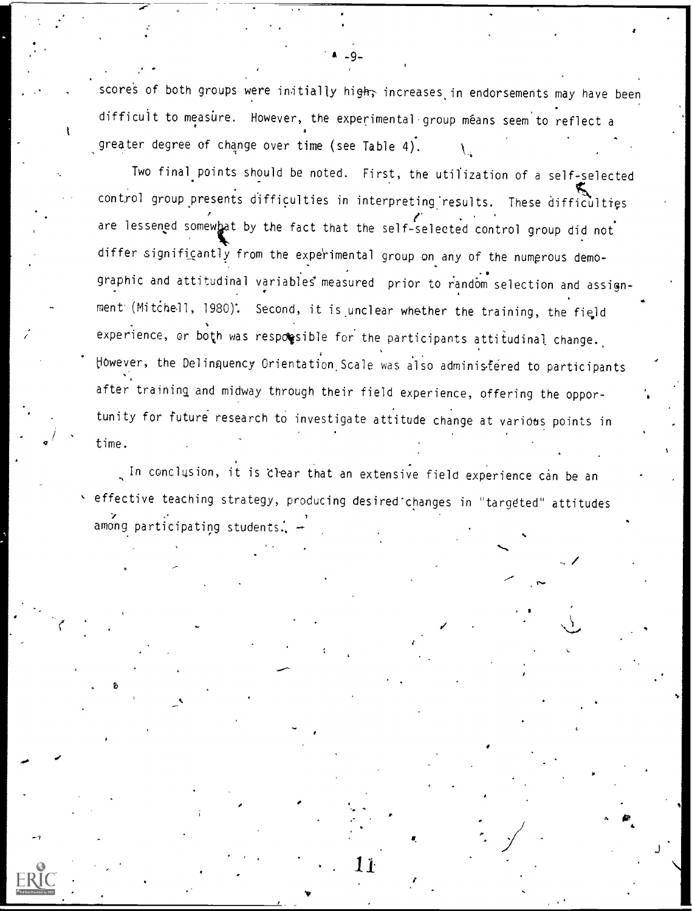scores of both groups were initially high, increases in endorsements may have been difficult to measure. However, the experimental group means seem to reflect a greater degree of change over time (see Table 4).

Two final points should be noted. First, the utilization of a self-selected control group presents difficulties in interpreting results. These difficulties are lessened somewhat by the fact that the self-selected control group did not differ significantly from the experimental group on any of the numerous demographic and attitudinal variables measured prior to random selection and assignment (Mitchell, 1980). Second, it is unclear whether the training, the field experience, or both was responsible for the participants attitudinal change. However, the Delinquency Orientation Scale was also administered to participants after training and midway through their field experience, offering the opportunity for future research to investigate attitude change at various points in time.

In conclusion, it is clear that an extensive field experience can be an effective teaching strategy, producing desired changes in "targeted" attitudes among participating students.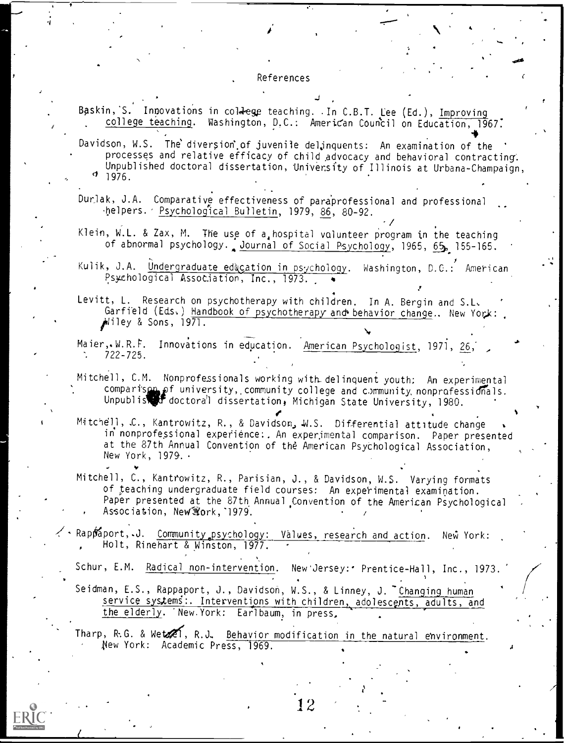## References

Baskin, S. Innovations in college teaching. In C.B.T. Lee (Ed.), Improving college teaching. Washington, D.C.: American Council on Education, 1967.

Davidson, W.S. The diversion of juvenile delinquents: An examination of the processes and relative efficacy of child advocacy and behavioral contracting. Unpublished doctoral dissertation, University of Illinois at Urbana-Champaign, 1976.

Durlak, J.A. Comparative effectiveness of paraprofessional and professional helpers. Psychological Bulletin, 1979, 86, 80-92.

Klein, W.L. & Zax, M. The use of a hospital volunteer program in the teaching of abnormal psychology. Journal of Social Psychology, 1965, 65, 155-165.

Kulik, J.A. Undergraduate education in psychology. Washington, D.C.: American Psychological Association, Inc., 1973.

Levitt, L. Research on psychotherapy with children. In A. Bergin and S.L. Garfield (Eds.) Handbook of psychotherapy and behavior change.. New York: Wiley & Sons, 1971.

Maier, W.R.F. Innovations in education. American Psychologist, 1971, 26, 722-725.

Mitchell, C.M. Nonprofessionals working with delinquent youth: An experimental comparison of university, community college and community nonprofessionals. Unpublished doctoral dissertation, Michigan State University, 1980.

Mitchell, C., Kantrowitz, R., & Davidson, W.S. Differential attitude change in nonprofessional experience: An experimental comparison. Paper presented at the 87th Annual Convention of the American Psychological Association, New York, 1979.

Mitchell, C., Kantrowitz, R., Parisian, J., & Davidson, W.S. Varying formats of teaching undergraduate field courses: An experimental examination. Paper presented at the 87th Annual Convention of the American Psychological Association, New York, 1979.

Rappaport, J. Community psychology: Values, research and action. New York: Holt, Rinehart & Winston, 1977.

Schur, E.M. Radical non-intervention. New Jersey: Prentice-Hall, Inc., 1973.

Seidman, E.S., Rappaport, J., Davidson, W.S., & Linney, J. Changing human service systems: Interventions with children, adolescents, adults, and the elderly. New York: Earlbaum, in press.

Tharp, R.G. & Wetzel, R.J. Behavior modification in the natural environment. New York: Academic Press, 1969.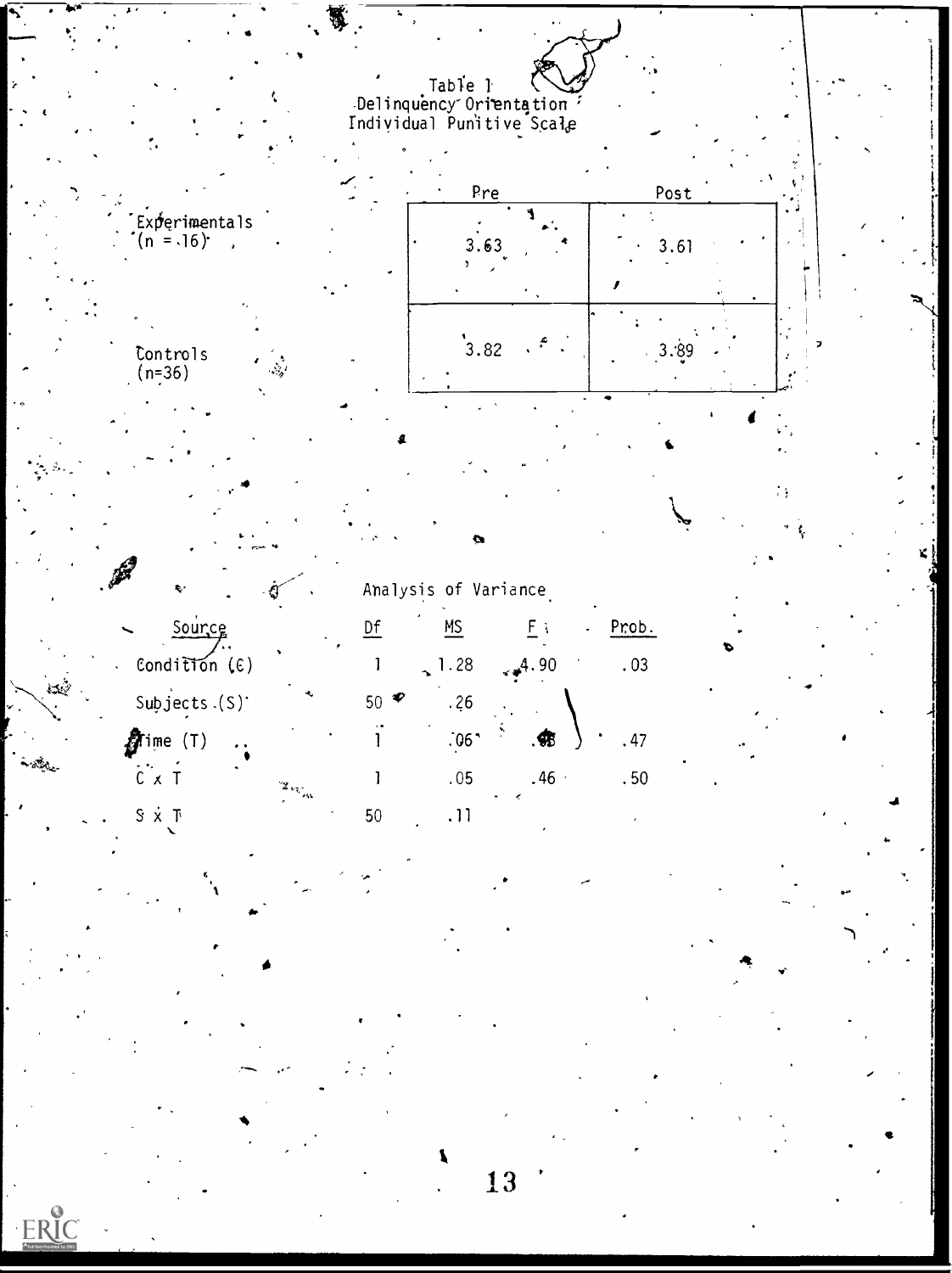Table 1
Delinquency Orientation
Individual Punitive Scale

| | Pre | Post |
|---|---|---|
| Experimentals (n = 16) | 3.63 | 3.61 |
| Controls (n=36) | 3.82 | 3.89 |

Analysis of Variance

| Source | Df | MS | F | Prob. |
|---|---|---|---|---|
| Condition (C) | 1 | 1.28 | 4.90 | .03 |
| Subjects (S) | 50 | .26 | | |
| Time (T) | 1 | .06 | .55 | .47 |
| C x T | 1 | .05 | .46 | .50 |
| S x T | 50 | .11 | | |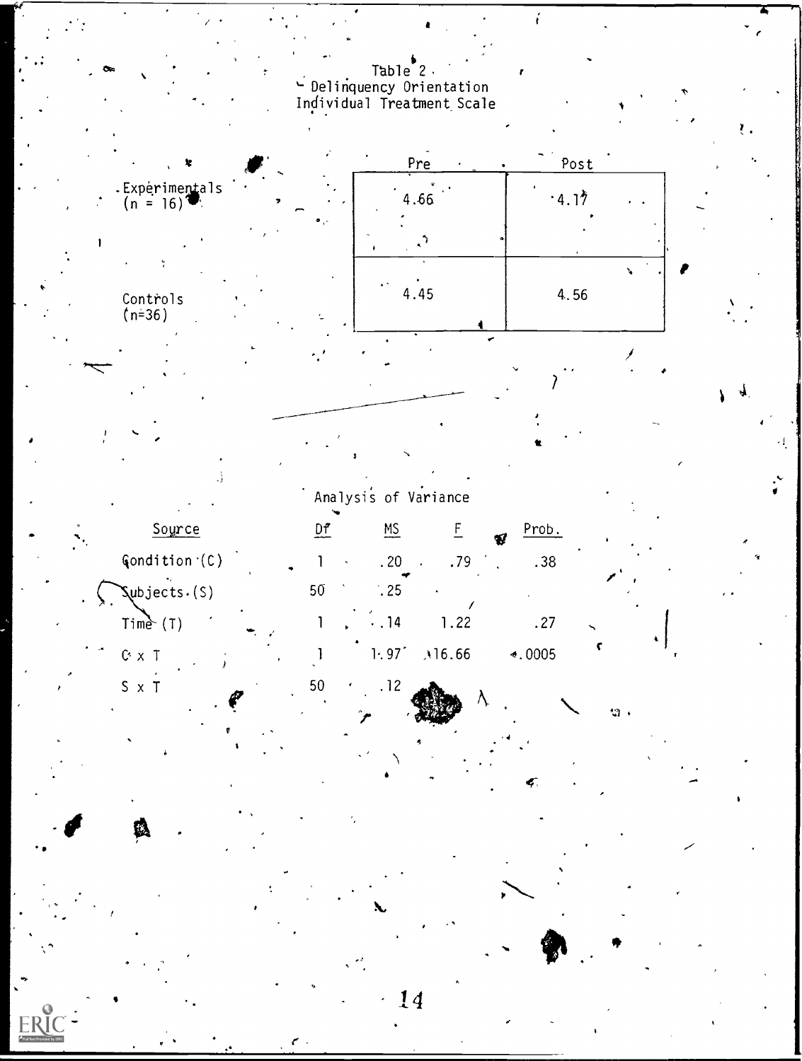Table 2
Delinquency Orientation
Individual Treatment Scale

| | Pre | Post |
|---|---|---|
| Experimentals (n = 16) | 4.66 | 4.17 |
| Controls (n=36) | 4.45 | 4.56 |

Analysis of Variance

| Source | Df | MS | F | Prob. |
|---|---|---|---|---|
| Condition (C) | 1 | .20 | .79 | .38 |
| Subjects (S) | 50 | .25 | | |
| Time (T) | 1 | .14 | 1.22 | .27 |
| C x T | 1 | 1.97 | 16.66 | <.0005 |
| S x T | 50 | .12 | | |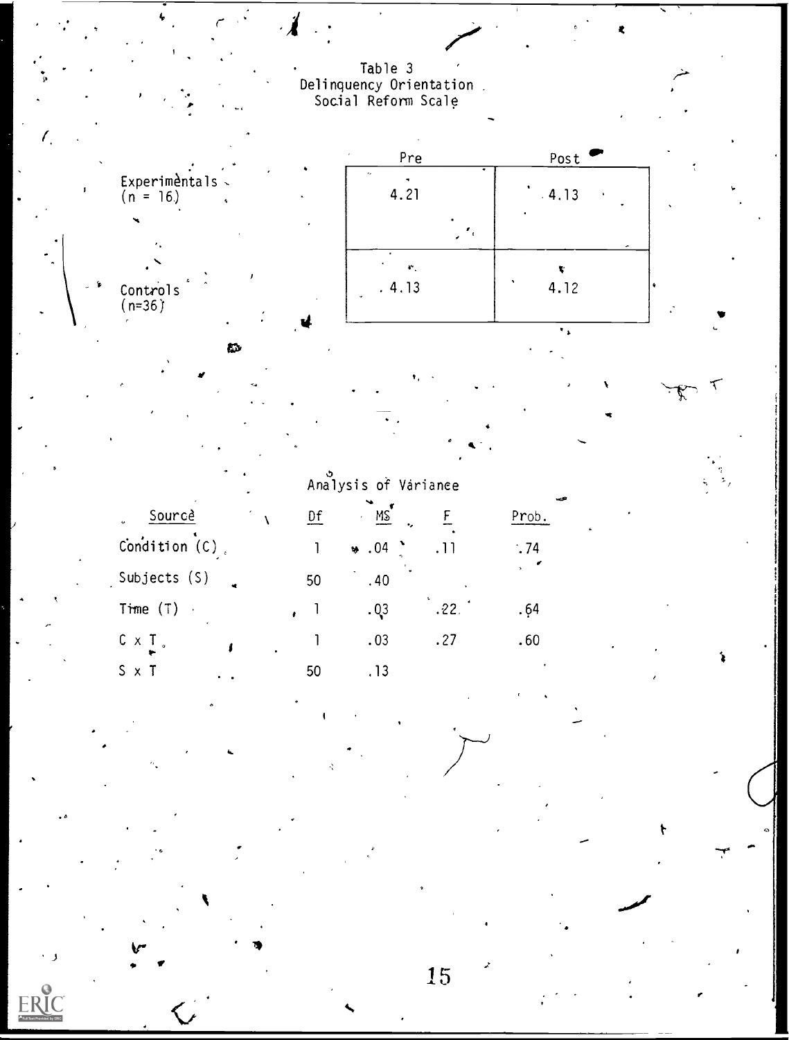Table 3
Delinquency Orientation
Social Reform Scale

| | Pre | Post |
|---|---|---|
| Experimentals (n = 16) | 4.21 | 4.13 |
| Controls (n=36) | 4.13 | 4.12 |

Analysis of Variance

| Source | Df | MS | F | Prob. |
|---|---|---|---|---|
| Condition (C) | 1 | .04 | .11 | .74 |
| Subjects (S) | 50 | .40 | | |
| Time (T) | 1 | .03 | .22 | .64 |
| C x T | 1 | .03 | .27 | .60 |
| S x T | 50 | .13 | | |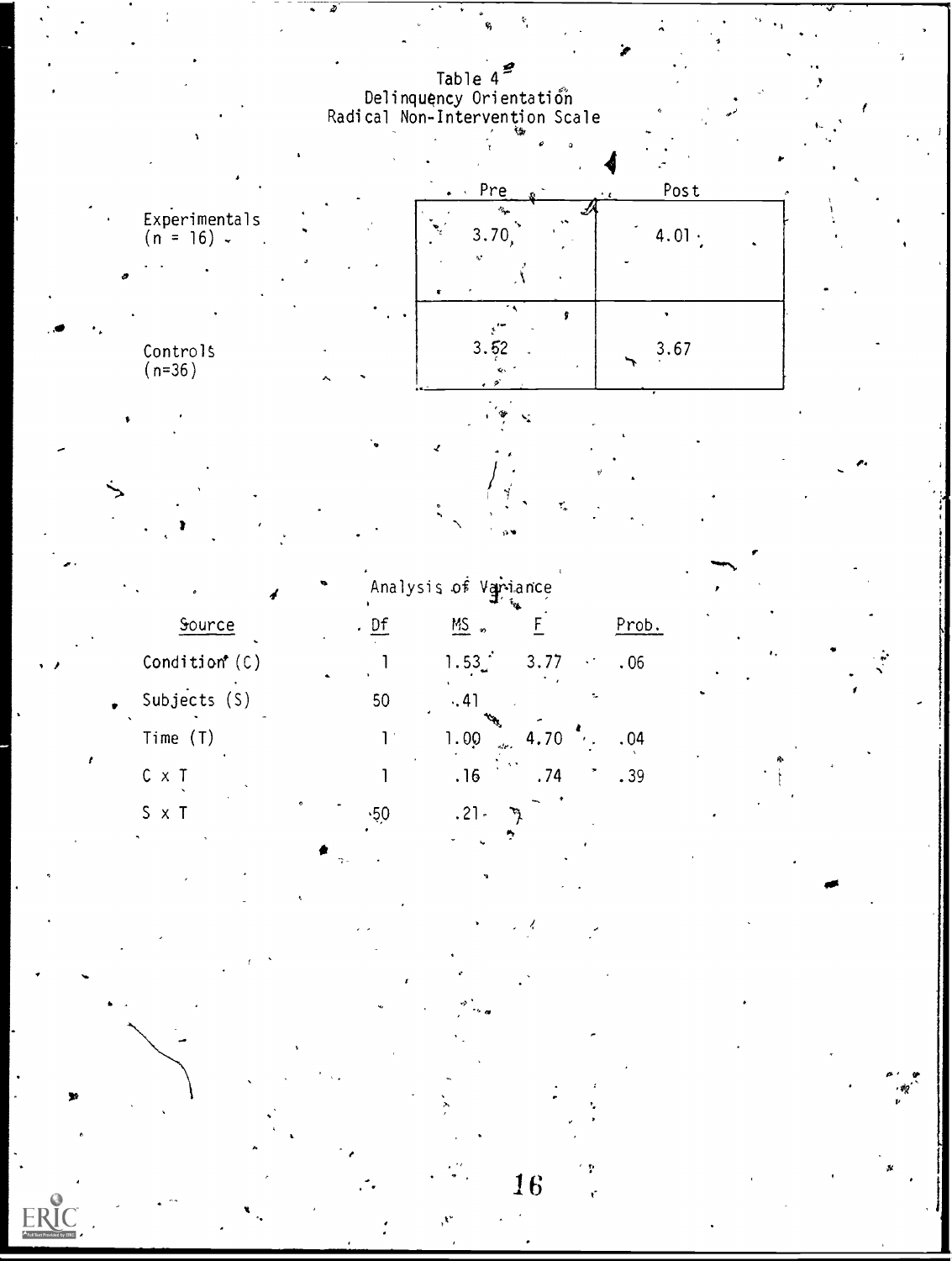Table 4

Delinquency Orientation

Radical Non-Intervention Scale

| | Pre | Post |
|---|---|---|
| Experimentals (n = 16) | 3.70 | 4.01 |
| Controls (n=36) | 3.52 | 3.67 |

Analysis of Variance

| Source | Df | MS | F | Prob. |
|---|---|---|---|---|
| Condition (C) | 1 | 1.53 | 3.77 | .06 |
| Subjects (S) | 50 | .41 | | |
| Time (T) | 1 | 1.00 | 4.70 | .04 |
| C x T | 1 | .16 | .74 | .39 |
| S x T | 50 | .21 | | |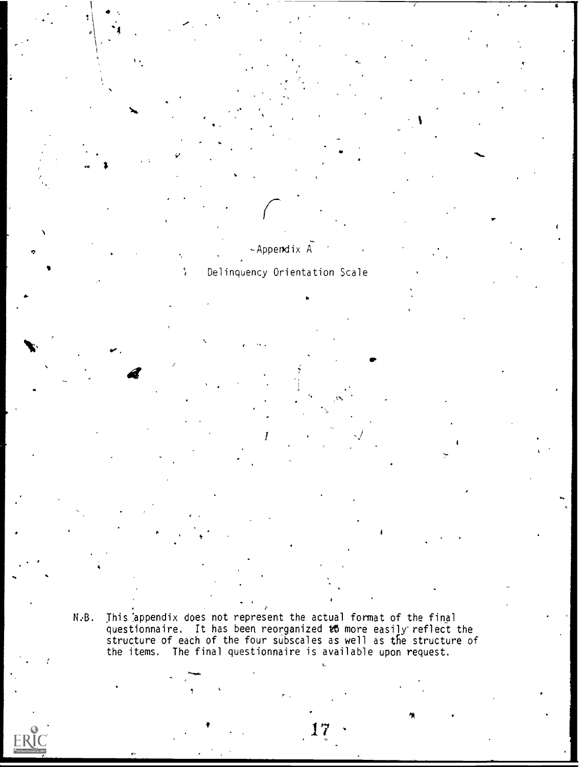# Appendix A

## Delinquency Orientation Scale

N.B. This appendix does not represent the actual format of the final questionnaire. It has been reorganized to more easily reflect the structure of each of the four subscales as well as the structure of the items. The final questionnaire is available upon request.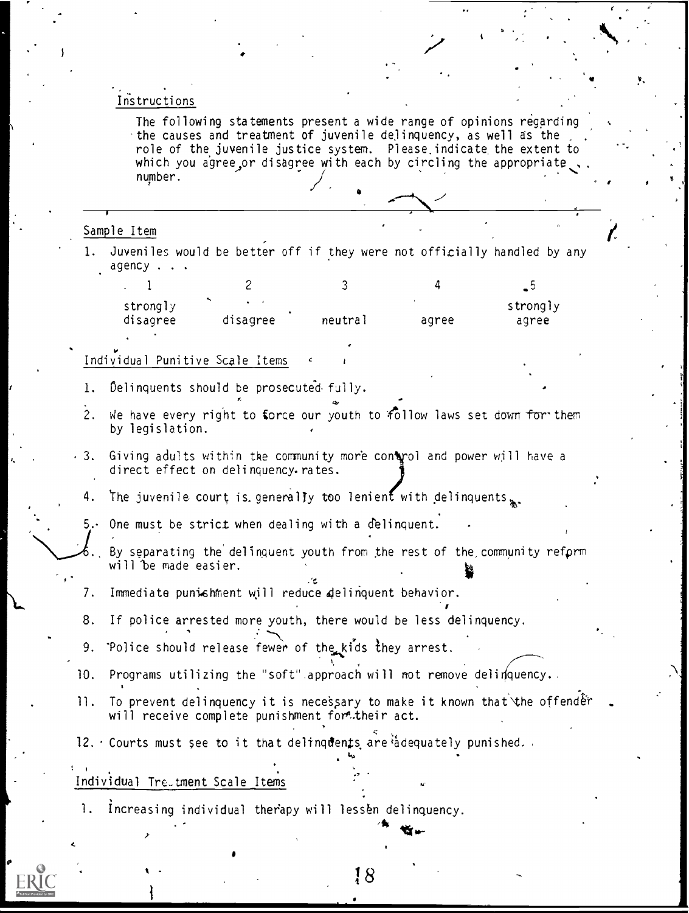Instructions

The following statements present a wide range of opinions regarding the causes and treatment of juvenile delinquency, as well as the role of the juvenile justice system. Please indicate the extent to which you agree or disagree with each by circling the appropriate number.

---

Sample Item

1. Juveniles would be better off if they were not officially handled by any agency . . .

| 1 | 2 | 3 | 4 | 5 |
|---|---|---|---|---|
| strongly disagree | disagree | neutral | agree | strongly agree |

Individual Punitive Scale Items

1. Delinquents should be prosecuted fully.
2. We have every right to force our youth to follow laws set down for them by legislation.
3. Giving adults within the community more control and power will have a direct effect on delinquency rates.
4. The juvenile court is generally too lenient with delinquents.
5. One must be strict when dealing with a delinquent.
6. By separating the delinquent youth from the rest of the community reform will be made easier.
7. Immediate punishment will reduce delinquent behavior.
8. If police arrested more youth, there would be less delinquency.
9. Police should release fewer of the kids they arrest.
10. Programs utilizing the "soft" approach will not remove delinquency.
11. To prevent delinquency it is necessary to make it known that the offender will receive complete punishment for their act.
12. Courts must see to it that delinquents are adequately punished.

Individual Treatment Scale Items

1. Increasing individual therapy will lessen delinquency.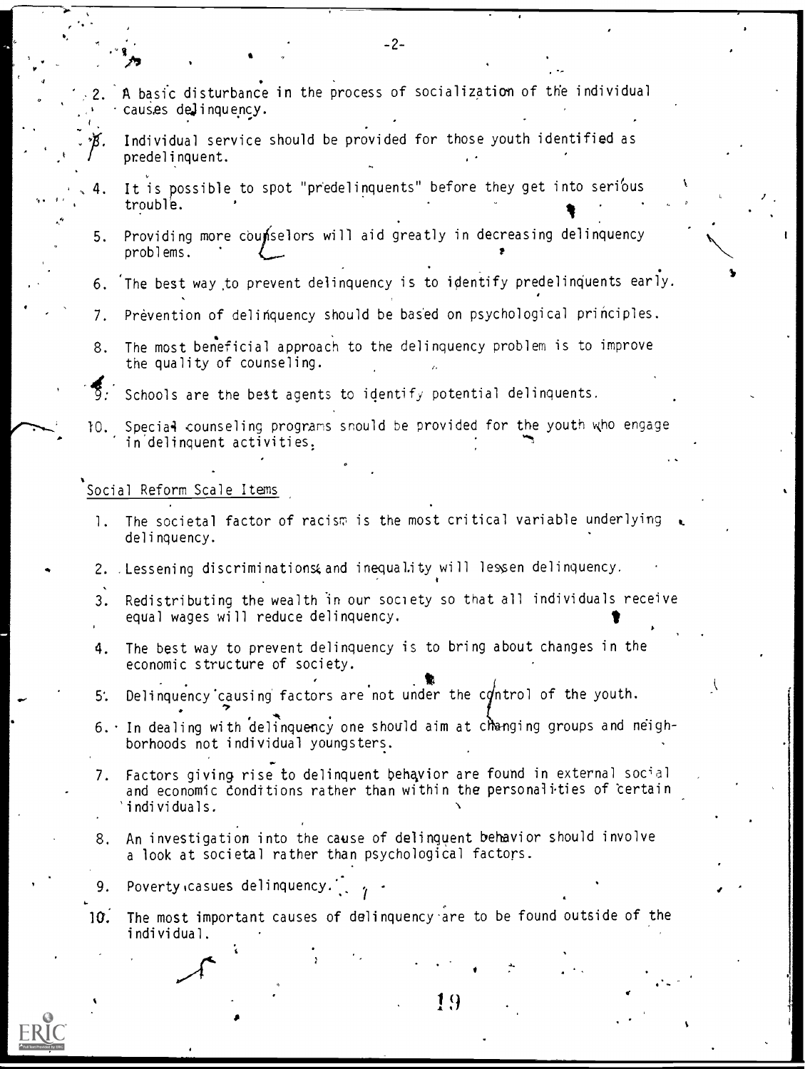2. A basic disturbance in the process of socialization of the individual causes delinquency.

3. Individual service should be provided for those youth identified as predelinquent.

4. It is possible to spot "predelinquents" before they get into serious trouble.

5. Providing more counselors will aid greatly in decreasing delinquency problems.

6. The best way to prevent delinquency is to identify predelinquents early.

7. Prevention of delinquency should be based on psychological principles.

8. The most beneficial approach to the delinquency problem is to improve the quality of counseling.

9. Schools are the best agents to identify potential delinquents.

10. Special counseling programs should be provided for the youth who engage in delinquent activities.

Social Reform Scale Items

1. The societal factor of racism is the most critical variable underlying delinquency.

2. Lessening discriminations and inequality will lessen delinquency.

3. Redistributing the wealth in our society so that all individuals receive equal wages will reduce delinquency.

4. The best way to prevent delinquency is to bring about changes in the economic structure of society.

5. Delinquency causing factors are not under the control of the youth.

6. In dealing with delinquency one should aim at changing groups and neighborhoods not individual youngsters.

7. Factors giving rise to delinquent behavior are found in external social and economic conditions rather than within the personalities of certain individuals.

8. An investigation into the cause of delinquent behavior should involve a look at societal rather than psychological factors.

9. Poverty casues delinquency.

10. The most important causes of delinquency are to be found outside of the individual.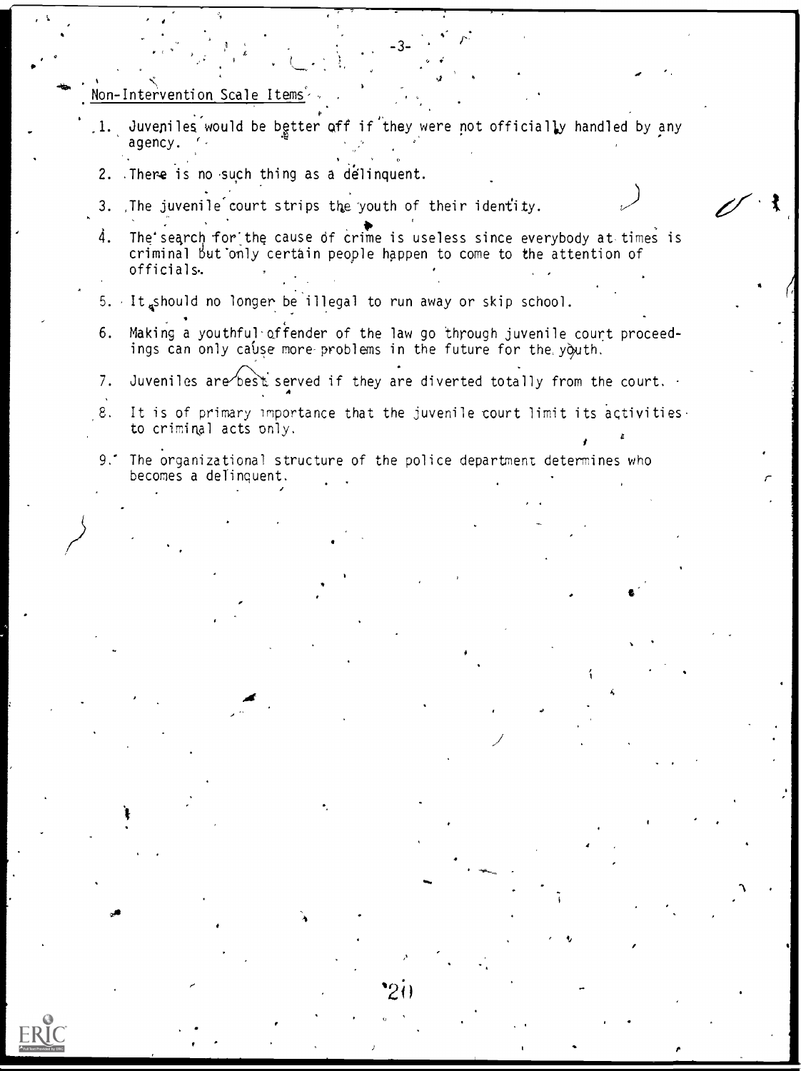Non-Intervention Scale Items

1. Juveniles would be better off if they were not officially handled by any agency.
2. There is no such thing as a delinquent.
3. The juvenile court strips the youth of their identity.
4. The search for the cause of crime is useless since everybody at times is criminal but only certain people happen to come to the attention of officials.
5. It should no longer be illegal to run away or skip school.
6. Making a youthful offender of the law go through juvenile court proceedings can only cause more problems in the future for the youth.
7. Juveniles are best served if they are diverted totally from the court.
8. It is of primary importance that the juvenile court limit its activities to criminal acts only.
9. The organizational structure of the police department determines who becomes a delinquent.